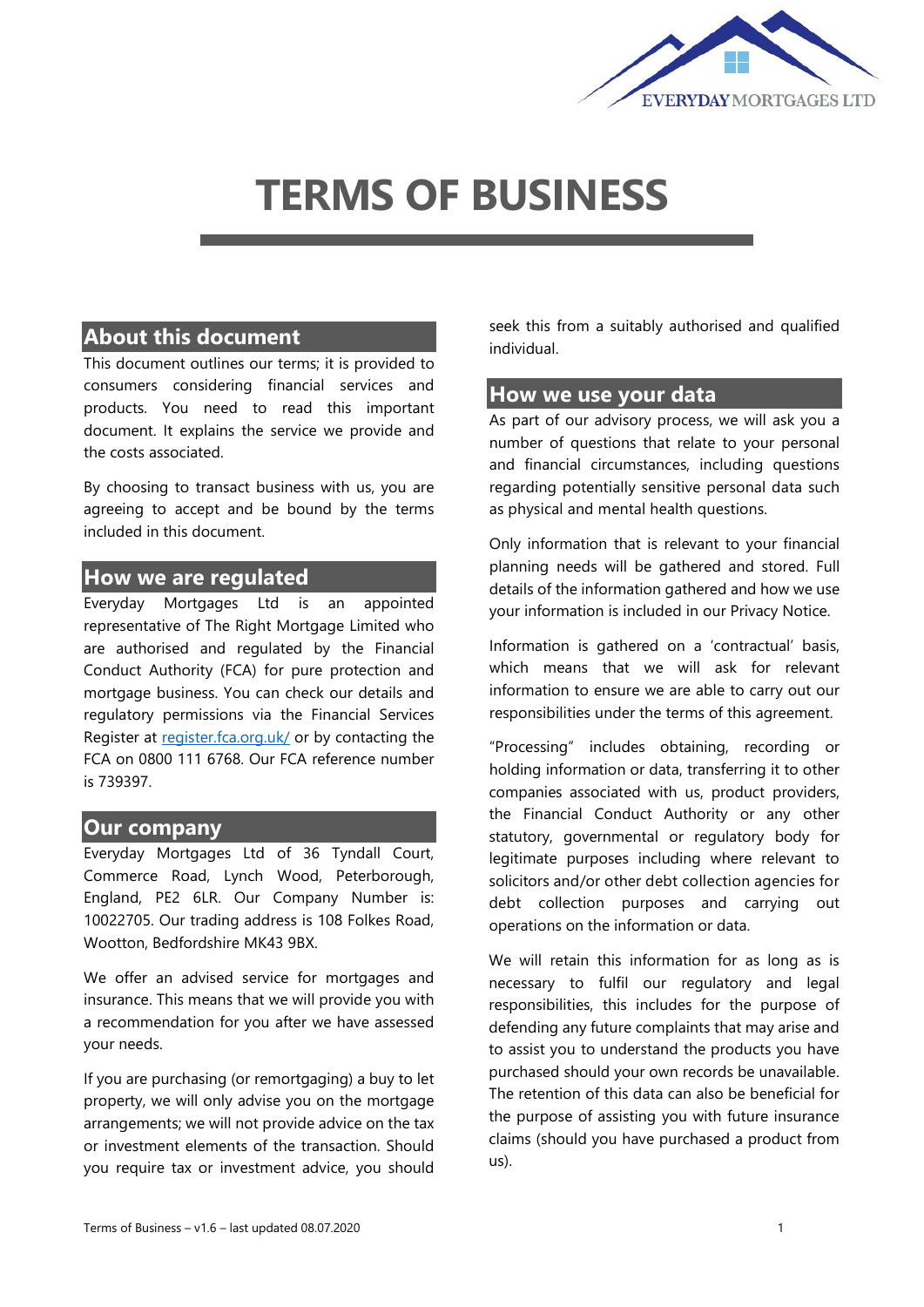# TERMS OF BUSINESS

## About this document

This document outlines our terms; it is provided to consumers considering financial services and products. You need to read this important document. It explains the service we provide and the costs associated.

By choosing to transact business with us, you are agreeing to accept and be bound by the terms included in this document.

## How we are regulated

Everyday Mortgages Ltd is an appointed representative of The Right Mortgage Limited who are authorised and regulated by the Financial Conduct Authority (FCA) for pure protection and mortgage business. You can check our details and regulatory permissions via the Financial Services Register at [register.fca.org.uk/](register.fca.org.uk/) or by contacting the FCA on 0800 111 6768. Our FCA reference number is 739397.

## Our company

Everyday Mortgages Ltd of 36 Tyndall Court, Commerce Road, Lynch Wood, Peterborough, England, PE2 6LR. Our Company Number is: 10022705. Our trading address is 108 Folkes Road, Wootton, Bedfordshire MK43 9BX.

We offer an advised service for mortgages and insurance. This means that we will provide you with a recommendation for you after we have assessed your needs.

If you are purchasing (or remortgaging) a buy to let property, we will only advise you on the mortgage arrangements; we will not provide advice on the tax or investment elements of the transaction. Should you require tax or investment advice, you should seek this from a suitably authorised and qualified individual.

## How we use your data

As part of our advisory process, we will ask you a number of questions that relate to your personal and financial circumstances, including questions regarding potentially sensitive personal data such as physical and mental health questions.

Only information that is relevant to your financial planning needs will be gathered and stored. Full details of the information gathered and how we use your information is included in our Privacy Notice.

Information is gathered on a 'contractual' basis, which means that we will ask for relevant information to ensure we are able to carry out our responsibilities under the terms of this agreement.

"Processing" includes obtaining, recording or holding information or data, transferring it to other companies associated with us, product providers, the Financial Conduct Authority or any other statutory, governmental or regulatory body for legitimate purposes including where relevant to solicitors and/or other debt collection agencies for debt collection purposes and carrying out operations on the information or data.

We will retain this information for as long as is necessary to fulfil our regulatory and legal responsibilities, this includes for the purpose of defending any future complaints that may arise and to assist you to understand the products you have purchased should your own records be unavailable. The retention of this data can also be beneficial for the purpose of assisting you with future insurance claims (should you have purchased a product from us).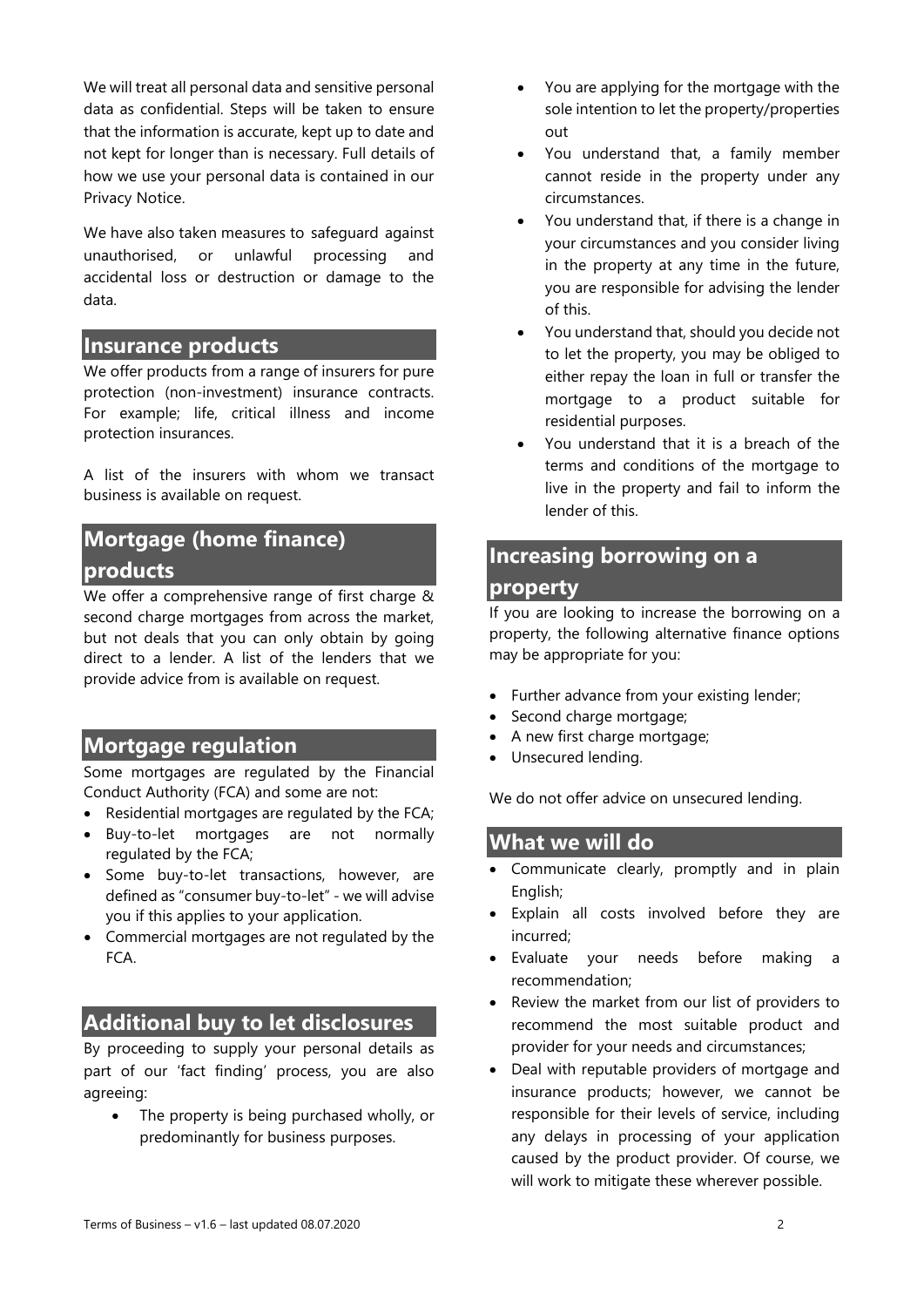We will treat all personal data and sensitive personal data as confidential. Steps will be taken to ensure that the information is accurate, kept up to date and not kept for longer than is necessary. Full details of how we use your personal data is contained in our Privacy Notice.

We have also taken measures to safeguard against unauthorised, or unlawful processing and accidental loss or destruction or damage to the data.

## Insurance products

We offer products from a range of insurers for pure protection (non-investment) insurance contracts. For example; life, critical illness and income protection insurances.

A list of the insurers with whom we transact business is available on request.

## Mortgage (home finance) products

We offer a comprehensive range of first charge & second charge mortgages from across the market, but not deals that you can only obtain by going direct to a lender. A list of the lenders that we provide advice from is available on request.

## Mortgage regulation

Some mortgages are regulated by the Financial Conduct Authority (FCA) and some are not:

- Residential mortgages are regulated by the FCA;
- Buy-to-let mortgages are not normally regulated by the FCA;
- Some buy-to-let transactions, however, are defined as "consumer buy-to-let" - we will advise you if this applies to your application.
- Commercial mortgages are not regulated by the FCA.

## Additional buy to let disclosures

By proceeding to supply your personal details as part of our 'fact finding' process, you are also agreeing:

- The property is being purchased wholly, or predominantly for business purposes.
- You are applying for the mortgage with the sole intention to let the property/properties out
- You understand that, a family member cannot reside in the property under any circumstances.
- You understand that, if there is a change in your circumstances and you consider living in the property at any time in the future, you are responsible for advising the lender of this.
- You understand that, should you decide not to let the property, you may be obliged to either repay the loan in full or transfer the mortgage to a product suitable for residential purposes.
- You understand that it is a breach of the terms and conditions of the mortgage to live in the property and fail to inform the lender of this.

## Increasing borrowing on a property

If you are looking to increase the borrowing on a property, the following alternative finance options may be appropriate for you:

- Further advance from your existing lender;
- Second charge mortgage;
- A new first charge mortgage;
- Unsecured lending.

We do not offer advice on unsecured lending.

## What we will do

- Communicate clearly, promptly and in plain English;
- Explain all costs involved before they are incurred;
- Evaluate your needs before making a recommendation;
- Review the market from our list of providers to recommend the most suitable product and provider for your needs and circumstances;
- Deal with reputable providers of mortgage and insurance products; however, we cannot be responsible for their levels of service, including any delays in processing of your application caused by the product provider. Of course, we will work to mitigate these wherever possible.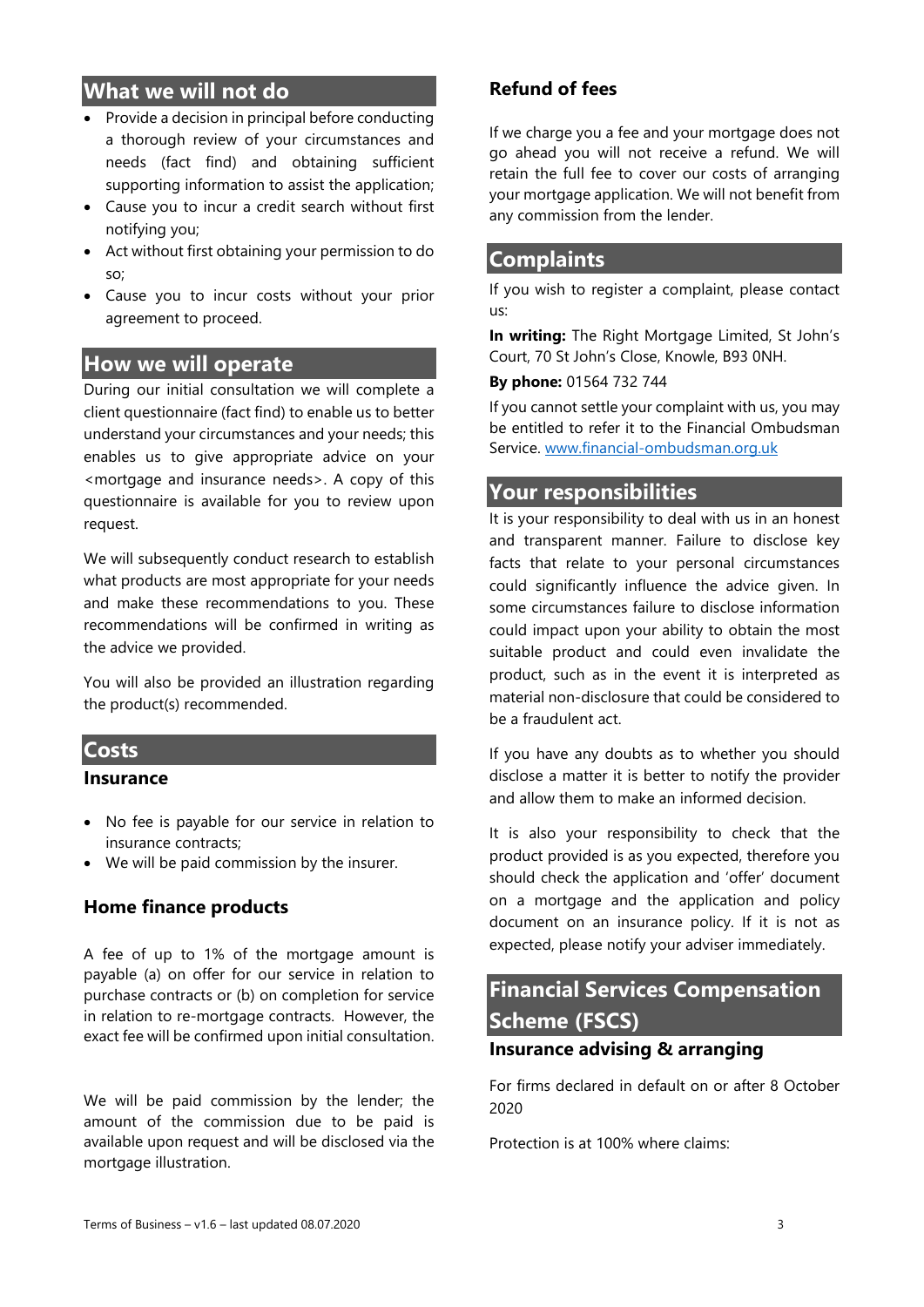## What we will not do

- Provide a decision in principal before conducting a thorough review of your circumstances and needs (fact find) and obtaining sufficient supporting information to assist the application;
- Cause you to incur a credit search without first notifying you;
- Act without first obtaining your permission to do so;
- Cause you to incur costs without your prior agreement to proceed.

## How we will operate

During our initial consultation we will complete a client questionnaire (fact find) to enable us to better understand your circumstances and your needs; this enables us to give appropriate advice on your <mortgage and insurance needs>. A copy of this questionnaire is available for you to review upon request.

We will subsequently conduct research to establish what products are most appropriate for your needs and make these recommendations to you. These recommendations will be confirmed in writing as the advice we provided.

You will also be provided an illustration regarding the product(s) recommended.

## Costs

### Insurance

- No fee is payable for our service in relation to insurance contracts;
- We will be paid commission by the insurer.

### Home finance products

A fee of up to 1% of the mortgage amount is payable (a) on offer for our service in relation to purchase contracts or (b) on completion for service in relation to re-mortgage contracts. However, the exact fee will be confirmed upon initial consultation.

We will be paid commission by the lender; the amount of the commission due to be paid is available upon request and will be disclosed via the mortgage illustration.

### Refund of fees

If we charge you a fee and your mortgage does not go ahead you will not receive a refund. We will retain the full fee to cover our costs of arranging your mortgage application. We will not benefit from any commission from the lender.

## Complaints

If you wish to register a complaint, please contact us:

**In writing:** The Right Mortgage Limited, St John's Court, 70 St John's Close, Knowle, B93 0NH.

**By phone:** 01564 732 744

If you cannot settle your complaint with us, you may be entitled to refer it to the Financial Ombudsman Service. www.financial-ombudsman.org.uk

## Your responsibilities

It is your responsibility to deal with us in an honest and transparent manner. Failure to disclose key facts that relate to your personal circumstances could significantly influence the advice given. In some circumstances failure to disclose information could impact upon your ability to obtain the most suitable product and could even invalidate the product, such as in the event it is interpreted as material non-disclosure that could be considered to be a fraudulent act.

If you have any doubts as to whether you should disclose a matter it is better to notify the provider and allow them to make an informed decision.

It is also your responsibility to check that the product provided is as you expected, therefore you should check the application and 'offer' document on a mortgage and the application and policy document on an insurance policy. If it is not as expected, please notify your adviser immediately.

## Financial Services Compensation Scheme (FSCS)

### Insurance advising & arranging

For firms declared in default on or after 8 October 2020

Protection is at 100% where claims: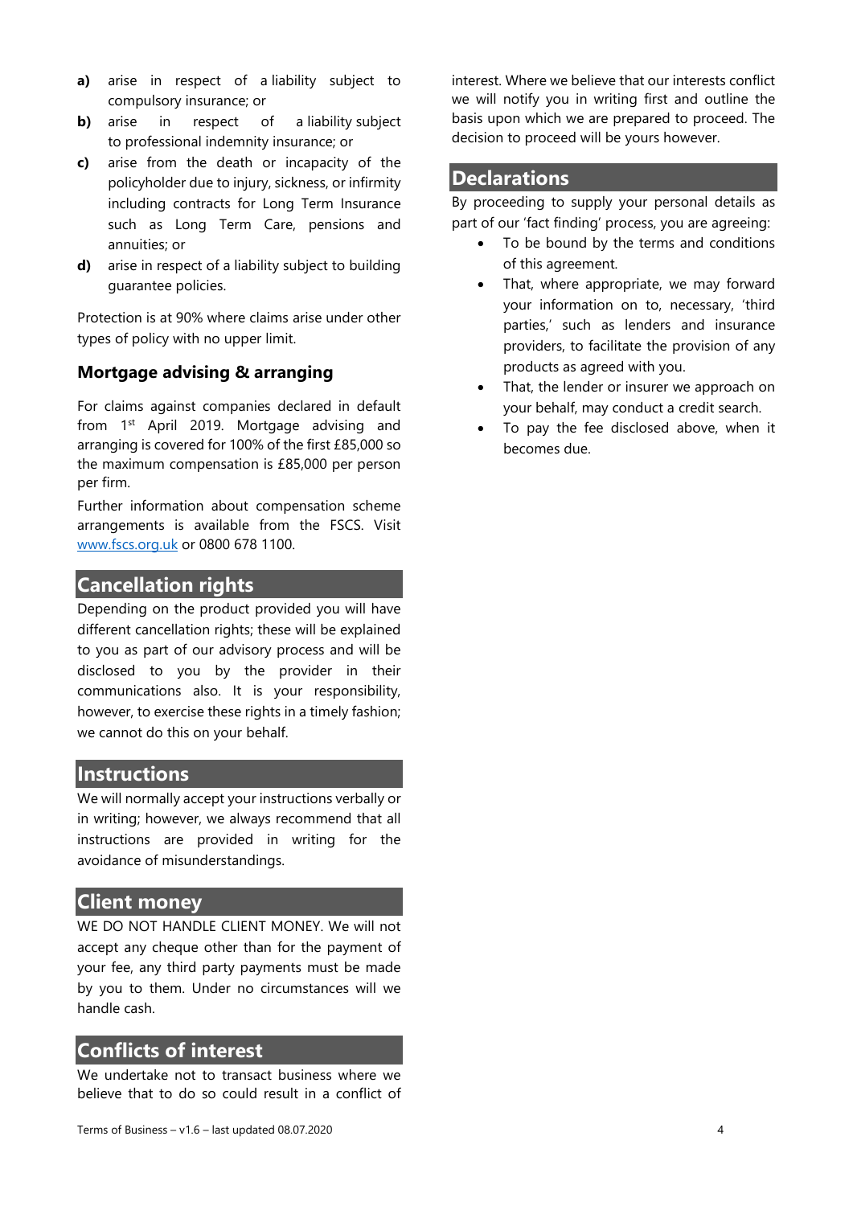**a)** arise in respect of a liability subject to compulsory insurance; or

**b)** arise in respect of a liability subject to professional indemnity insurance; or

**c)** arise from the death or incapacity of the policyholder due to injury, sickness, or infirmity including contracts for Long Term Insurance such as Long Term Care, pensions and annuities; or

**d)** arise in respect of a liability subject to building guarantee policies.

Protection is at 90% where claims arise under other types of policy with no upper limit.

### Mortgage advising & arranging

For claims against companies declared in default from 1st April 2019. Mortgage advising and arranging is covered for 100% of the first £85,000 so the maximum compensation is £85,000 per person per firm.

Further information about compensation scheme arrangements is available from the FSCS. Visit www.fscs.org.uk or 0800 678 1100.

## Cancellation rights

Depending on the product provided you will have different cancellation rights; these will be explained to you as part of our advisory process and will be disclosed to you by the provider in their communications also. It is your responsibility, however, to exercise these rights in a timely fashion; we cannot do this on your behalf.

## Instructions

We will normally accept your instructions verbally or in writing; however, we always recommend that all instructions are provided in writing for the avoidance of misunderstandings.

## Client money

WE DO NOT HANDLE CLIENT MONEY. We will not accept any cheque other than for the payment of your fee, any third party payments must be made by you to them. Under no circumstances will we handle cash.

## Conflicts of interest

We undertake not to transact business where we believe that to do so could result in a conflict of interest. Where we believe that our interests conflict we will notify you in writing first and outline the basis upon which we are prepared to proceed. The decision to proceed will be yours however.

## Declarations

By proceeding to supply your personal details as part of our 'fact finding' process, you are agreeing:

- To be bound by the terms and conditions of this agreement.
- That, where appropriate, we may forward your information on to, necessary, 'third parties,' such as lenders and insurance providers, to facilitate the provision of any products as agreed with you.
- That, the lender or insurer we approach on your behalf, may conduct a credit search.
- To pay the fee disclosed above, when it becomes due.